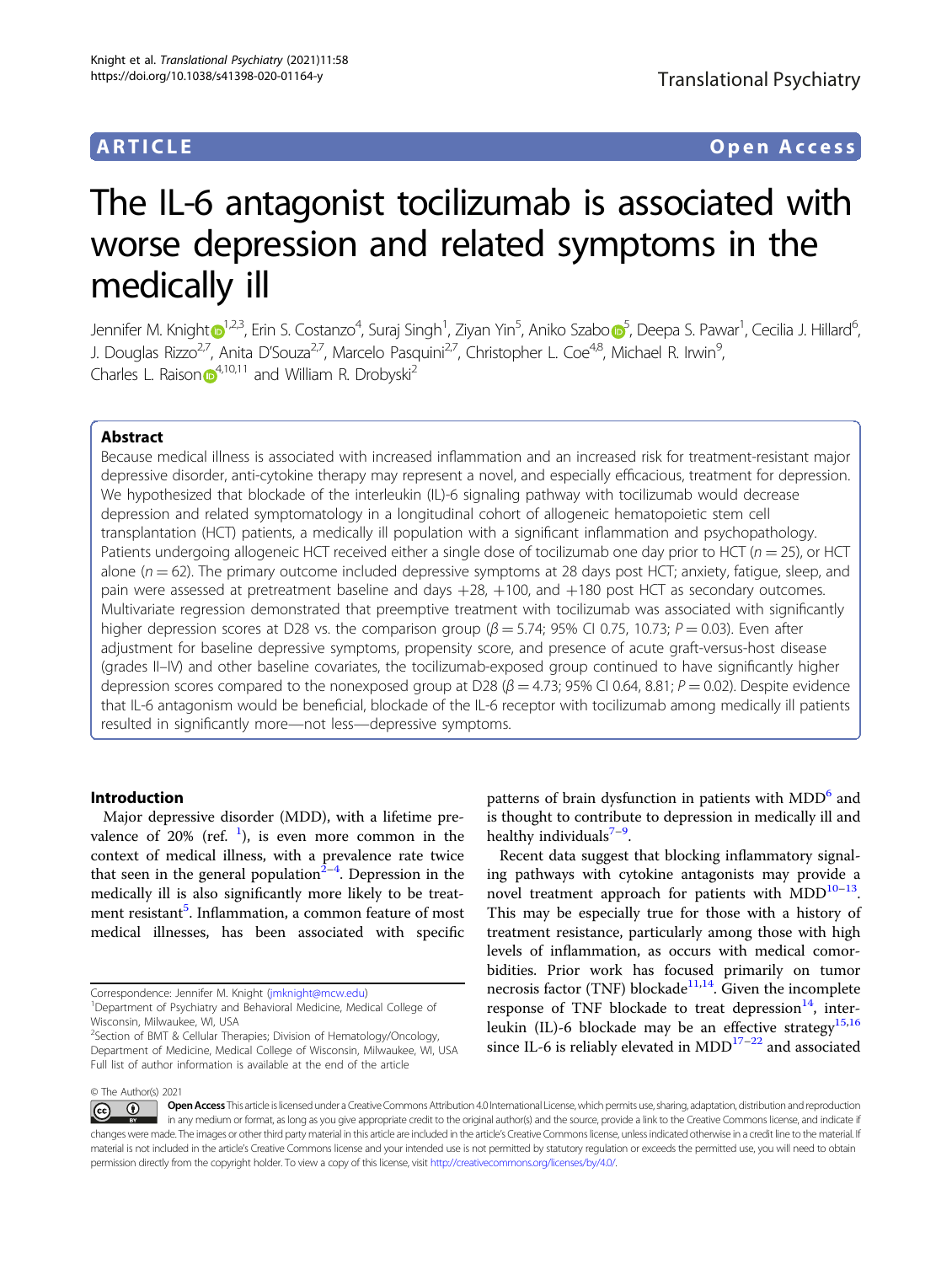ARTICLE Open Access

# The IL-6 antagonist tocilizumab is associated with worse depression and related symptoms in the medically ill

Jennifer M. Knight[1,2,3], Erin S. Costanzo[4], Suraj Singh[1], Ziyan Yin[5], Aniko Szabo[5], Deepa S. Pawar[1], Cecilia J. Hillard[6], J. Douglas Rizzo[2,7], Anita D'Souza[2,7], Marcelo Pasquini[2,7], Christopher L. Coe[4,8], Michael R. Irwin[9], Charles L. Raison[4,10,11] and William R. Drobyski[2]

## Abstract

Because medical illness is associated with increased inflammation and an increased risk for treatment-resistant major depressive disorder, anti-cytokine therapy may represent a novel, and especially efficacious, treatment for depression. We hypothesized that blockade of the interleukin (IL)-6 signaling pathway with tocilizumab would decrease depression and related symptomatology in a longitudinal cohort of allogeneic hematopoietic stem cell transplantation (HCT) patients, a medically ill population with a significant inflammation and psychopathology. Patients undergoing allogeneic HCT received either a single dose of tocilizumab one day prior to HCT ($n = 25$), or HCT alone ($n = 62$). The primary outcome included depressive symptoms at 28 days post HCT; anxiety, fatigue, sleep, and pain were assessed at pretreatment baseline and days +28, +100, and +180 post HCT as secondary outcomes. Multivariate regression demonstrated that preemptive treatment with tocilizumab was associated with significantly higher depression scores at D28 vs. the comparison group ($\beta = 5.74$; 95% CI 0.75, 10.73; $P = 0.03$). Even after adjustment for baseline depressive symptoms, propensity score, and presence of acute graft-versus-host disease (grades II–IV) and other baseline covariates, the tocilizumab-exposed group continued to have significantly higher depression scores compared to the nonexposed group at D28 ($\beta = 4.73$; 95% CI 0.64, 8.81; $P = 0.02$). Despite evidence that IL-6 antagonism would be beneficial, blockade of the IL-6 receptor with tocilizumab among medically ill patients resulted in significantly more—not less—depressive symptoms.

## Introduction

Major depressive disorder (MDD), with a lifetime prevalence of 20% (ref. [1]), is even more common in the context of medical illness, with a prevalence rate twice that seen in the general population[2–4]. Depression in the medically ill is also significantly more likely to be treatment resistant[5]. Inflammation, a common feature of most medical illnesses, has been associated with specific patterns of brain dysfunction in patients with MDD[6] and is thought to contribute to depression in medically ill and healthy individuals[7–9].

Recent data suggest that blocking inflammatory signaling pathways with cytokine antagonists may provide a novel treatment approach for patients with MDD[10–13]. This may be especially true for those with a history of treatment resistance, particularly among those with high levels of inflammation, as occurs with medical comorbidities. Prior work has focused primarily on tumor necrosis factor (TNF) blockade[11,14]. Given the incomplete response of TNF blockade to treat depression[14], interleukin (IL)-6 blockade may be an effective strategy[15,16] since IL-6 is reliably elevated in MDD[17–22] and associated

Correspondence: Jennifer M. Knight (jmknight@mcw.edu)
[1]Department of Psychiatry and Behavioral Medicine, Medical College of Wisconsin, Milwaukee, WI, USA
[2]Section of BMT & Cellular Therapies; Division of Hematology/Oncology, Department of Medicine, Medical College of Wisconsin, Milwaukee, WI, USA
Full list of author information is available at the end of the article

© The Author(s) 2021

Open Access This article is licensed under a Creative Commons Attribution 4.0 International License, which permits use, sharing, adaptation, distribution and reproduction in any medium or format, as long as you give appropriate credit to the original author(s) and the source, provide a link to the Creative Commons license, and indicate if changes were made. The images or other third party material in this article are included in the article's Creative Commons license, unless indicated otherwise in a credit line to the material. If material is not included in the article's Creative Commons license and your intended use is not permitted by statutory regulation or exceeds the permitted use, you will need to obtain permission directly from the copyright holder. To view a copy of this license, visit http://creativecommons.org/licenses/by/4.0/.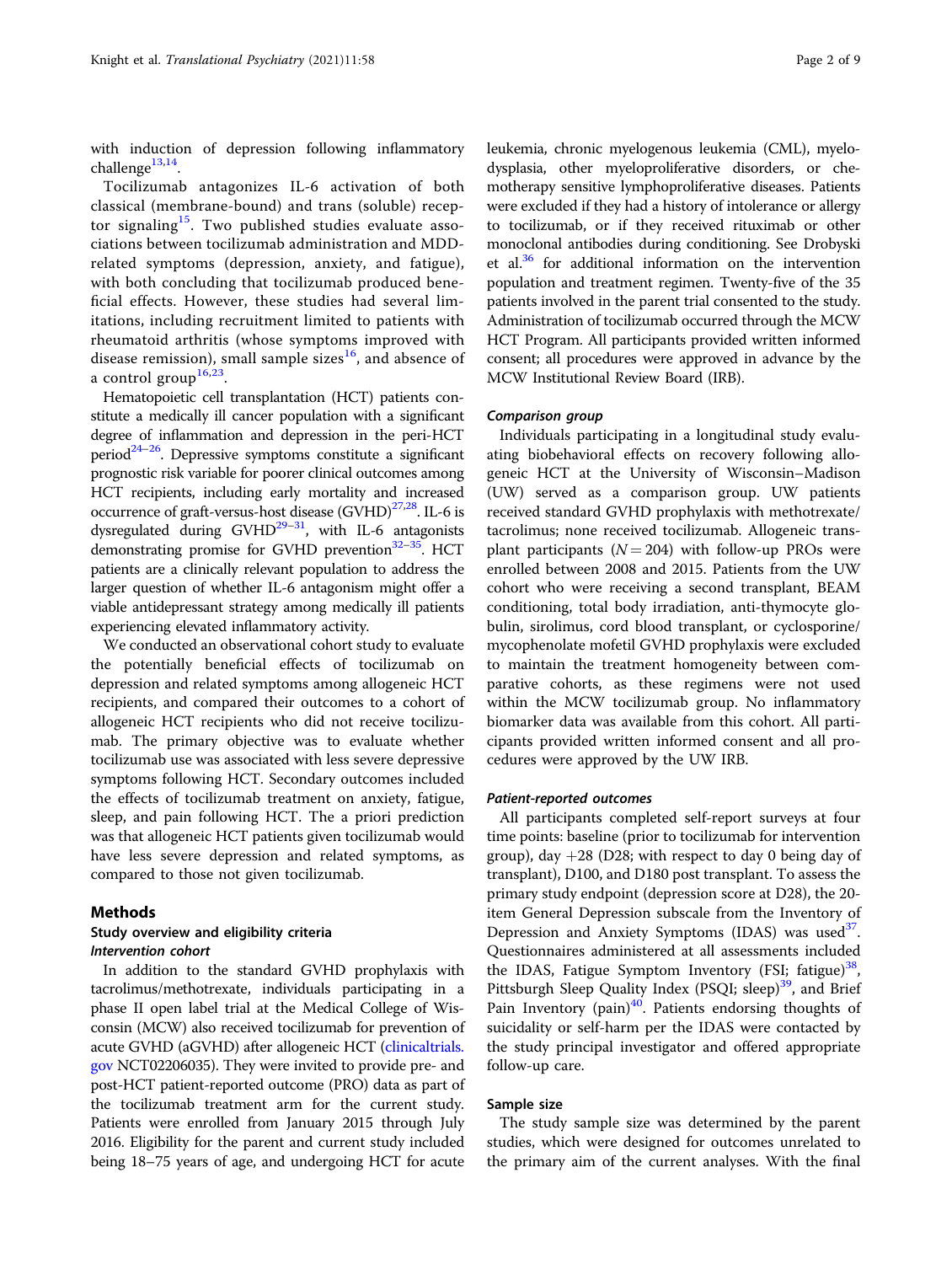with induction of depression following inflammatory challenge[13,14].

Tocilizumab antagonizes IL-6 activation of both classical (membrane-bound) and trans (soluble) receptor signaling[15]. Two published studies evaluate associations between tocilizumab administration and MDD-related symptoms (depression, anxiety, and fatigue), with both concluding that tocilizumab produced beneficial effects. However, these studies had several limitations, including recruitment limited to patients with rheumatoid arthritis (whose symptoms improved with disease remission), small sample sizes[16], and absence of a control group[16,23].

Hematopoietic cell transplantation (HCT) patients constitute a medically ill cancer population with a significant degree of inflammation and depression in the peri-HCT period[24–26]. Depressive symptoms constitute a significant prognostic risk variable for poorer clinical outcomes among HCT recipients, including early mortality and increased occurrence of graft-versus-host disease (GVHD)[27,28]. IL-6 is dysregulated during GVHD[29–31], with IL-6 antagonists demonstrating promise for GVHD prevention[32–35]. HCT patients are a clinically relevant population to address the larger question of whether IL-6 antagonism might offer a viable antidepressant strategy among medically ill patients experiencing elevated inflammatory activity.

We conducted an observational cohort study to evaluate the potentially beneficial effects of tocilizumab on depression and related symptoms among allogeneic HCT recipients, and compared their outcomes to a cohort of allogeneic HCT recipients who did not receive tocilizumab. The primary objective was to evaluate whether tocilizumab use was associated with less severe depressive symptoms following HCT. Secondary outcomes included the effects of tocilizumab treatment on anxiety, fatigue, sleep, and pain following HCT. The a priori prediction was that allogeneic HCT patients given tocilizumab would have less severe depression and related symptoms, as compared to those not given tocilizumab.

## Methods

### Study overview and eligibility criteria

#### *Intervention cohort*

In addition to the standard GVHD prophylaxis with tacrolimus/methotrexate, individuals participating in a phase II open label trial at the Medical College of Wisconsin (MCW) also received tocilizumab for prevention of acute GVHD (aGVHD) after allogeneic HCT (clinicaltrials.gov NCT02206035). They were invited to provide pre- and post-HCT patient-reported outcome (PRO) data as part of the tocilizumab treatment arm for the current study. Patients were enrolled from January 2015 through July 2016. Eligibility for the parent and current study included being 18–75 years of age, and undergoing HCT for acute leukemia, chronic myelogenous leukemia (CML), myelodysplasia, other myeloproliferative disorders, or chemotherapy sensitive lymphoproliferative diseases. Patients were excluded if they had a history of intolerance or allergy to tocilizumab, or if they received rituximab or other monoclonal antibodies during conditioning. See Drobyski et al.[36] for additional information on the intervention population and treatment regimen. Twenty-five of the 35 patients involved in the parent trial consented to the study. Administration of tocilizumab occurred through the MCW HCT Program. All participants provided written informed consent; all procedures were approved in advance by the MCW Institutional Review Board (IRB).

#### *Comparison group*

Individuals participating in a longitudinal study evaluating biobehavioral effects on recovery following allogeneic HCT at the University of Wisconsin–Madison (UW) served as a comparison group. UW patients received standard GVHD prophylaxis with methotrexate/tacrolimus; none received tocilizumab. Allogeneic transplant participants ($N = 204$) with follow-up PROs were enrolled between 2008 and 2015. Patients from the UW cohort who were receiving a second transplant, BEAM conditioning, total body irradiation, anti-thymocyte globulin, sirolimus, cord blood transplant, or cyclosporine/mycophenolate mofetil GVHD prophylaxis were excluded to maintain the treatment homogeneity between comparative cohorts, as these regimens were not used within the MCW tocilizumab group. No inflammatory biomarker data was available from this cohort. All participants provided written informed consent and all procedures were approved by the UW IRB.

### Patient-reported outcomes

All participants completed self-report surveys at four time points: baseline (prior to tocilizumab for intervention group), day +28 (D28; with respect to day 0 being day of transplant), D100, and D180 post transplant. To assess the primary study endpoint (depression score at D28), the 20-item General Depression subscale from the Inventory of Depression and Anxiety Symptoms (IDAS) was used[37]. Questionnaires administered at all assessments included the IDAS, Fatigue Symptom Inventory (FSI; fatigue)[38], Pittsburgh Sleep Quality Index (PSQI; sleep)[39], and Brief Pain Inventory (pain)[40]. Patients endorsing thoughts of suicidality or self-harm per the IDAS were contacted by the study principal investigator and offered appropriate follow-up care.

### Sample size

The study sample size was determined by the parent studies, which were designed for outcomes unrelated to the primary aim of the current analyses. With the final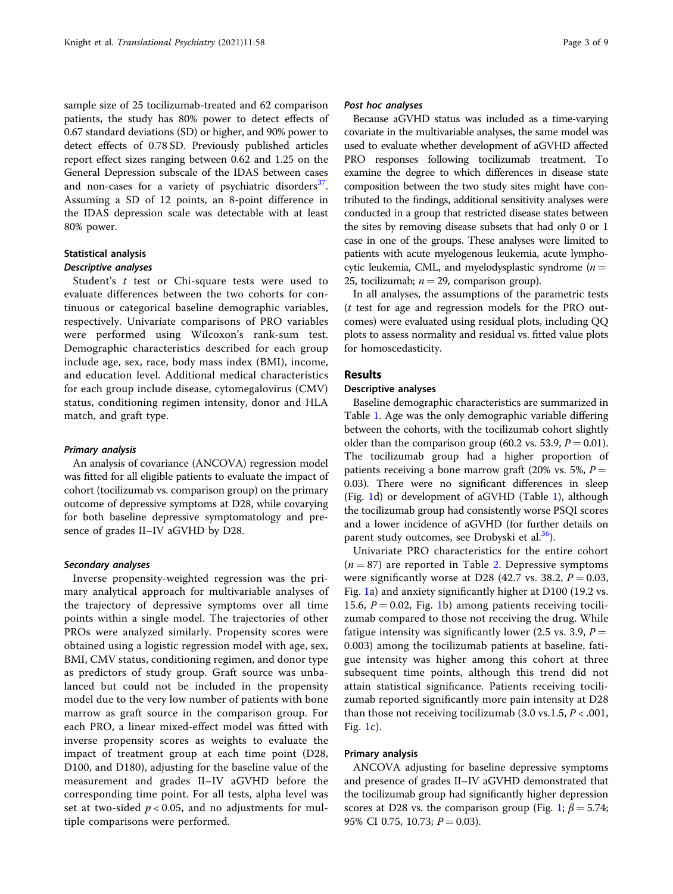sample size of 25 tocilizumab-treated and 62 comparison patients, the study has 80% power to detect effects of 0.67 standard deviations (SD) or higher, and 90% power to detect effects of 0.78 SD. Previously published articles report effect sizes ranging between 0.62 and 1.25 on the General Depression subscale of the IDAS between cases and non-cases for a variety of psychiatric disorders[37]. Assuming a SD of 12 points, an 8-point difference in the IDAS depression scale was detectable with at least 80% power.

## Statistical analysis

### Descriptive analyses

Student's *t* test or Chi-square tests were used to evaluate differences between the two cohorts for continuous or categorical baseline demographic variables, respectively. Univariate comparisons of PRO variables were performed using Wilcoxon's rank-sum test. Demographic characteristics described for each group include age, sex, race, body mass index (BMI), income, and education level. Additional medical characteristics for each group include disease, cytomegalovirus (CMV) status, conditioning regimen intensity, donor and HLA match, and graft type.

### Primary analysis

An analysis of covariance (ANCOVA) regression model was fitted for all eligible patients to evaluate the impact of cohort (tocilizumab vs. comparison group) on the primary outcome of depressive symptoms at D28, while covarying for both baseline depressive symptomatology and presence of grades II–IV aGVHD by D28.

### Secondary analyses

Inverse propensity-weighted regression was the primary analytical approach for multivariable analyses of the trajectory of depressive symptoms over all time points within a single model. The trajectories of other PROs were analyzed similarly. Propensity scores were obtained using a logistic regression model with age, sex, BMI, CMV status, conditioning regimen, and donor type as predictors of study group. Graft source was unbalanced but could not be included in the propensity model due to the very low number of patients with bone marrow as graft source in the comparison group. For each PRO, a linear mixed-effect model was fitted with inverse propensity scores as weights to evaluate the impact of treatment group at each time point (D28, D100, and D180), adjusting for the baseline value of the measurement and grades II–IV aGVHD before the corresponding time point. For all tests, alpha level was set at two-sided $p < 0.05$, and no adjustments for multiple comparisons were performed.

### Post hoc analyses

Because aGVHD status was included as a time-varying covariate in the multivariable analyses, the same model was used to evaluate whether development of aGVHD affected PRO responses following tocilizumab treatment. To examine the degree to which differences in disease state composition between the two study sites might have contributed to the findings, additional sensitivity analyses were conducted in a group that restricted disease states between the sites by removing disease subsets that had only 0 or 1 case in one of the groups. These analyses were limited to patients with acute myelogenous leukemia, acute lymphocytic leukemia, CML, and myelodysplastic syndrome ($n = 25$, tocilizumab; $n = 29$, comparison group).

In all analyses, the assumptions of the parametric tests (*t* test for age and regression models for the PRO outcomes) were evaluated using residual plots, including QQ plots to assess normality and residual vs. fitted value plots for homoscedasticity.

# Results

### Descriptive analyses

Baseline demographic characteristics are summarized in Table 1. Age was the only demographic variable differing between the cohorts, with the tocilizumab cohort slightly older than the comparison group (60.2 vs. 53.9, $P = 0.01$). The tocilizumab group had a higher proportion of patients receiving a bone marrow graft (20% vs. 5%, $P = 0.03$). There were no significant differences in sleep (Fig. 1d) or development of aGVHD (Table 1), although the tocilizumab group had consistently worse PSQI scores and a lower incidence of aGVHD (for further details on parent study outcomes, see Drobyski et al.[36]).

Univariate PRO characteristics for the entire cohort ($n = 87$) are reported in Table 2. Depressive symptoms were significantly worse at D28 (42.7 vs. 38.2, $P = 0.03$, Fig. 1a) and anxiety significantly higher at D100 (19.2 vs. 15.6, $P = 0.02$, Fig. 1b) among patients receiving tocilizumab compared to those not receiving the drug. While fatigue intensity was significantly lower (2.5 vs. 3.9, $P = 0.003$) among the tocilizumab patients at baseline, fatigue intensity was higher among this cohort at three subsequent time points, although this trend did not attain statistical significance. Patients receiving tocilizumab reported significantly more pain intensity at D28 than those not receiving tocilizumab (3.0 vs.1.5, $P < .001$, Fig. 1c).

### Primary analysis

ANCOVA adjusting for baseline depressive symptoms and presence of grades II–IV aGVHD demonstrated that the tocilizumab group had significantly higher depression scores at D28 vs. the comparison group (Fig. 1; $\beta = 5.74$; 95% CI 0.75, 10.73; $P = 0.03$).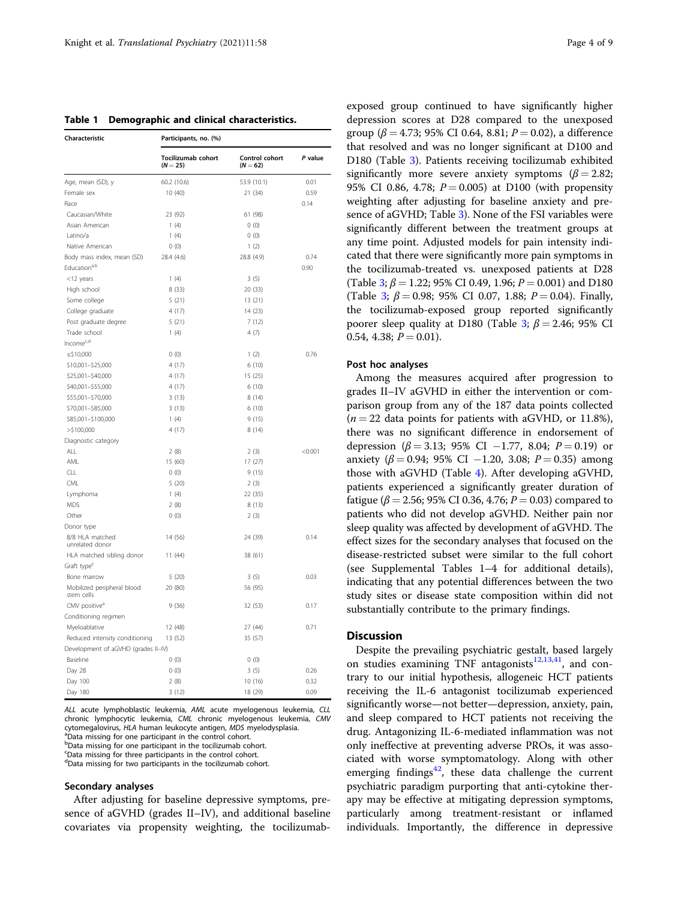**Table 1 Demographic and clinical characteristics.**

| Characteristic | Participants, no. (%) | | |
|---|---|---|---|
| | Tocilizumab cohort ($N = 25$) | Control cohort ($N = 62$) | *P* value |
| Age, mean (SD), y | 60.2 (10.6) | 53.9 (10.1) | 0.01 |
| Female sex | 10 (40) | 21 (34) | 0.59 |
| Race | | | 0.14 |
| Caucasian/White | 23 (92) | 61 (98) | |
| Asian American | 1 (4) | 0 (0) | |
| Latino/a | 1 (4) | 0 (0) | |
| Native American | 0 (0) | 1 (2) | |
| Body mass index, mean (SD) | 28.4 (4.6) | 28.8 (4.9) | 0.74 |
| Education[a,b] | | | 0.90 |
| <12 years | 1 (4) | 3 (5) | |
| High school | 8 (33) | 20 (33) | |
| Some college | 5 (21) | 13 (21) | |
| College graduate | 4 (17) | 14 (23) | |
| Post graduate degree | 5 (21) | 7 (12) | |
| Trade school | 1 (4) | 4 (7) | |
| Income[c,d] | | | |
| ≤$10,000 | 0 (0) | 1 (2) | 0.76 |
| $10,001–$25,000 | 4 (17) | 6 (10) | |
| $25,001–$40,000 | 4 (17) | 15 (25) | |
| $40,001–$55,000 | 4 (17) | 6 (10) | |
| $55,001–$70,000 | 3 (13) | 8 (14) | |
| $70,001–$85,000 | 3 (13) | 6 (10) | |
| $85,001–$100,000 | 1 (4) | 9 (15) | |
| >$100,000 | 4 (17) | 8 (14) | |
| Diagnostic category | | | |
| ALL | 2 (8) | 2 (3) | <0.001 |
| AML | 15 (60) | 17 (27) | |
| CLL | 0 (0) | 9 (15) | |
| CML | 5 (20) | 2 (3) | |
| Lymphoma | 1 (4) | 22 (35) | |
| MDS | 2 (8) | 8 (13) | |
| Other | 0 (0) | 2 (3) | |
| Donor type | | | |
| 8/8 HLA matched unrelated donor | 14 (56) | 24 (39) | 0.14 |
| HLA matched sibling donor | 11 (44) | 38 (61) | |
| Graft type[c] | | | |
| Bone marrow | 5 (20) | 3 (5) | 0.03 |
| Mobilized peripheral blood stem cells | 20 (80) | 56 (95) | |
| CMV positive[a] | 9 (36) | 32 (53) | 0.17 |
| Conditioning regimen | | | |
| Myeloablative | 12 (48) | 27 (44) | 0.71 |
| Reduced intensity conditioning | 13 (52) | 35 (57) | |
| Development of aGVHD (grades II–IV) | | | |
| Baseline | 0 (0) | 0 (0) | |
| Day 28 | 0 (0) | 3 (5) | 0.26 |
| Day 100 | 2 (8) | 10 (16) | 0.32 |
| Day 180 | 3 (12) | 18 (29) | 0.09 |

*ALL* acute lymphoblastic leukemia, *AML* acute myelogenous leukemia, *CLL* chronic lymphocytic leukemia, *CML* chronic myelogenous leukemia, *CMV* cytomegalovirus, *HLA* human leukocyte antigen, *MDS* myelodysplasia.
[a]Data missing for one participant in the control cohort.
[b]Data missing for one participant in the tocilizumab cohort.
[c]Data missing for three participants in the control cohort.
[d]Data missing for two participants in the tocilizumab cohort.

### Secondary analyses

After adjusting for baseline depressive symptoms, presence of aGVHD (grades II–IV), and additional baseline covariates via propensity weighting, the tocilizumab-exposed group continued to have significantly higher depression scores at D28 compared to the unexposed group ($\beta = 4.73$; 95% CI 0.64, 8.81; $P = 0.02$), a difference that resolved and was no longer significant at D100 and D180 (Table 3). Patients receiving tocilizumab exhibited significantly more severe anxiety symptoms ($\beta = 2.82$; 95% CI 0.86, 4.78; $P = 0.005$) at D100 (with propensity weighting after adjusting for baseline anxiety and presence of aGVHD; Table 3). None of the FSI variables were significantly different between the treatment groups at any time point. Adjusted models for pain intensity indicated that there were significantly more pain symptoms in the tocilizumab-treated vs. unexposed patients at D28 (Table 3; $\beta = 1.22$; 95% CI 0.49, 1.96; $P = 0.001$) and D180 (Table 3; $\beta = 0.98$; 95% CI 0.07, 1.88; $P = 0.04$). Finally, the tocilizumab-exposed group reported significantly poorer sleep quality at D180 (Table 3; $\beta = 2.46$; 95% CI 0.54, 4.38; $P = 0.01$).

### Post hoc analyses

Among the measures acquired after progression to grades II–IV aGVHD in either the intervention or comparison group from any of the 187 data points collected ($n = 22$ data points for patients with aGVHD, or 11.8%), there was no significant difference in endorsement of depression ($\beta = 3.13$; 95% CI −1.77, 8.04; $P = 0.19$) or anxiety ($\beta = 0.94$; 95% CI −1.20, 3.08; $P = 0.35$) among those with aGVHD (Table 4). After developing aGVHD, patients experienced a significantly greater duration of fatigue ($\beta = 2.56$; 95% CI 0.36, 4.76; $P = 0.03$) compared to patients who did not develop aGVHD. Neither pain nor sleep quality was affected by development of aGVHD. The effect sizes for the secondary analyses that focused on the disease-restricted subset were similar to the full cohort (see Supplemental Tables 1–4 for additional details), indicating that any potential differences between the two study sites or disease state composition within did not substantially contribute to the primary findings.

## Discussion

Despite the prevailing psychiatric gestalt, based largely on studies examining TNF antagonists[12,13,41], and contrary to our initial hypothesis, allogeneic HCT patients receiving the IL-6 antagonist tocilizumab experienced significantly worse—not better—depression, anxiety, pain, and sleep compared to HCT patients not receiving the drug. Antagonizing IL-6-mediated inflammation was not only ineffective at preventing adverse PROs, it was associated with worse symptomatology. Along with other emerging findings[42], these data challenge the current psychiatric paradigm purporting that anti-cytokine therapy may be effective at mitigating depression symptoms, particularly among treatment-resistant or inflamed individuals. Importantly, the difference in depressive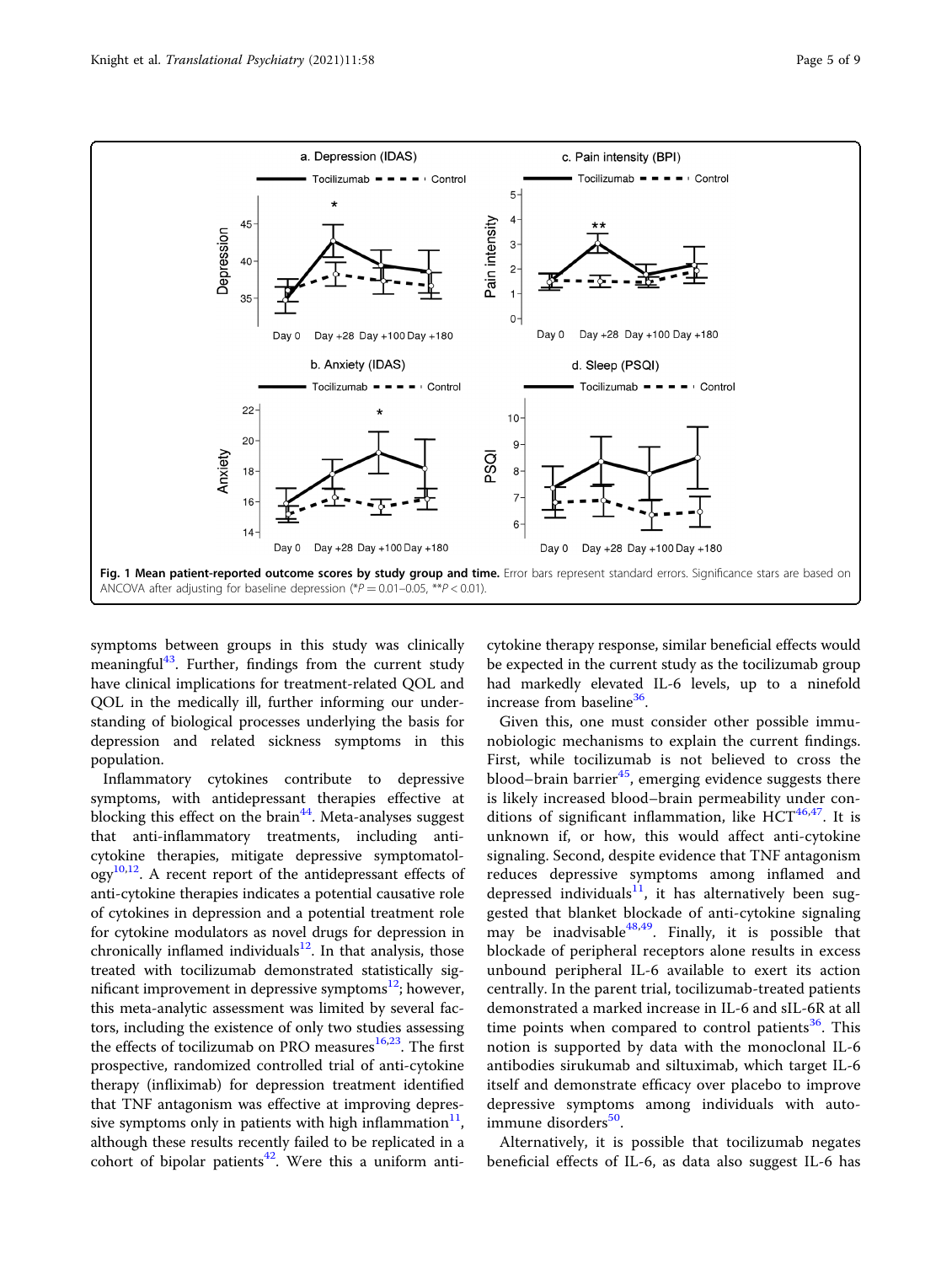**Fig. 1 Mean patient-reported outcome scores by study group and time.** Error bars represent standard errors. Significance stars are based on ANCOVA after adjusting for baseline depression (*$P = 0.01$–$0.05$, **$P < 0.01$).

symptoms between groups in this study was clinically meaningful[43]. Further, findings from the current study have clinical implications for treatment-related QOL and QOL in the medically ill, further informing our understanding of biological processes underlying the basis for depression and related sickness symptoms in this population.

Inflammatory cytokines contribute to depressive symptoms, with antidepressant therapies effective at blocking this effect on the brain[44]. Meta-analyses suggest that anti-inflammatory treatments, including anti-cytokine therapies, mitigate depressive symptomatology[10,12]. A recent report of the antidepressant effects of anti-cytokine therapies indicates a potential causative role of cytokines in depression and a potential treatment role for cytokine modulators as novel drugs for depression in chronically inflamed individuals[12]. In that analysis, those treated with tocilizumab demonstrated statistically significant improvement in depressive symptoms[12]; however, this meta-analytic assessment was limited by several factors, including the existence of only two studies assessing the effects of tocilizumab on PRO measures[16,23]. The first prospective, randomized controlled trial of anti-cytokine therapy (infliximab) for depression treatment identified that TNF antagonism was effective at improving depressive symptoms only in patients with high inflammation[11], although these results recently failed to be replicated in a cohort of bipolar patients[42]. Were this a uniform anti-cytokine therapy response, similar beneficial effects would be expected in the current study as the tocilizumab group had markedly elevated IL-6 levels, up to a ninefold increase from baseline[36].

Given this, one must consider other possible immunobiologic mechanisms to explain the current findings. First, while tocilizumab is not believed to cross the blood–brain barrier[45], emerging evidence suggests there is likely increased blood–brain permeability under conditions of significant inflammation, like HCT[46,47]. It is unknown if, or how, this would affect anti-cytokine signaling. Second, despite evidence that TNF antagonism reduces depressive symptoms among inflamed and depressed individuals[11], it has alternatively been suggested that blanket blockade of anti-cytokine signaling may be inadvisable[48,49]. Finally, it is possible that blockade of peripheral receptors alone results in excess unbound peripheral IL-6 available to exert its action centrally. In the parent trial, tocilizumab-treated patients demonstrated a marked increase in IL-6 and sIL-6R at all time points when compared to control patients[36]. This notion is supported by data with the monoclonal IL-6 antibodies sirukumab and siltuximab, which target IL-6 itself and demonstrate efficacy over placebo to improve depressive symptoms among individuals with autoimmune disorders[50].

Alternatively, it is possible that tocilizumab negates beneficial effects of IL-6, as data also suggest IL-6 has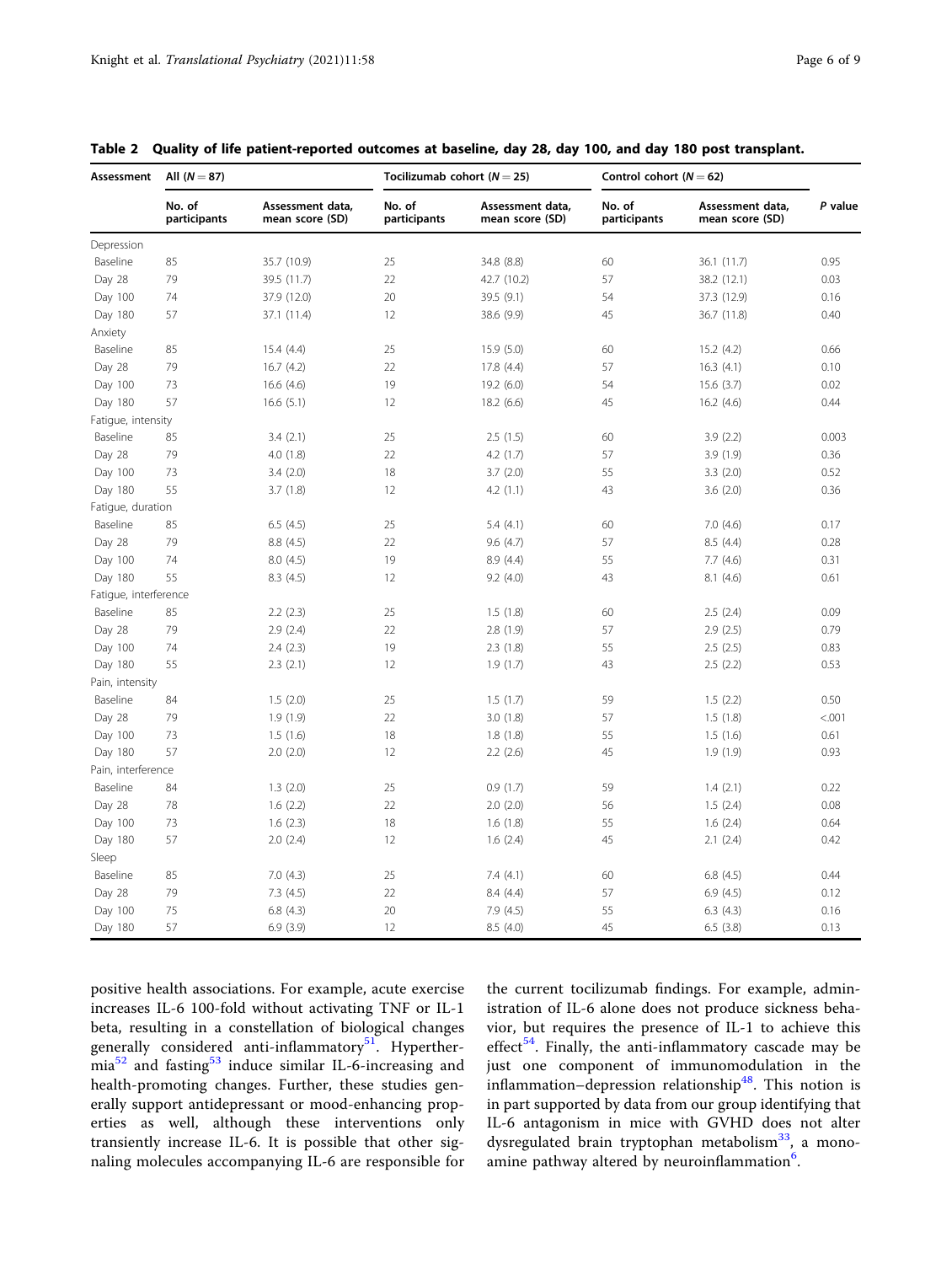**Table 2 Quality of life patient-reported outcomes at baseline, day 28, day 100, and day 180 post transplant.**

| Assessment | All (N = 87) | | Tocilizumab cohort (N = 25) | | Control cohort (N = 62) | | P value |
|---|---|---|---|---|---|---|---|
| | No. of participants | Assessment data, mean score (SD) | No. of participants | Assessment data, mean score (SD) | No. of participants | Assessment data, mean score (SD) | |
| Depression | | | | | | | |
| Baseline | 85 | 35.7 (10.9) | 25 | 34.8 (8.8) | 60 | 36.1 (11.7) | 0.95 |
| Day 28 | 79 | 39.5 (11.7) | 22 | 42.7 (10.2) | 57 | 38.2 (12.1) | 0.03 |
| Day 100 | 74 | 37.9 (12.0) | 20 | 39.5 (9.1) | 54 | 37.3 (12.9) | 0.16 |
| Day 180 | 57 | 37.1 (11.4) | 12 | 38.6 (9.9) | 45 | 36.7 (11.8) | 0.40 |
| Anxiety | | | | | | | |
| Baseline | 85 | 15.4 (4.4) | 25 | 15.9 (5.0) | 60 | 15.2 (4.2) | 0.66 |
| Day 28 | 79 | 16.7 (4.2) | 22 | 17.8 (4.4) | 57 | 16.3 (4.1) | 0.10 |
| Day 100 | 73 | 16.6 (4.6) | 19 | 19.2 (6.0) | 54 | 15.6 (3.7) | 0.02 |
| Day 180 | 57 | 16.6 (5.1) | 12 | 18.2 (6.6) | 45 | 16.2 (4.6) | 0.44 |
| Fatigue, intensity | | | | | | | |
| Baseline | 85 | 3.4 (2.1) | 25 | 2.5 (1.5) | 60 | 3.9 (2.2) | 0.003 |
| Day 28 | 79 | 4.0 (1.8) | 22 | 4.2 (1.7) | 57 | 3.9 (1.9) | 0.36 |
| Day 100 | 73 | 3.4 (2.0) | 18 | 3.7 (2.0) | 55 | 3.3 (2.0) | 0.52 |
| Day 180 | 55 | 3.7 (1.8) | 12 | 4.2 (1.1) | 43 | 3.6 (2.0) | 0.36 |
| Fatigue, duration | | | | | | | |
| Baseline | 85 | 6.5 (4.5) | 25 | 5.4 (4.1) | 60 | 7.0 (4.6) | 0.17 |
| Day 28 | 79 | 8.8 (4.5) | 22 | 9.6 (4.7) | 57 | 8.5 (4.4) | 0.28 |
| Day 100 | 74 | 8.0 (4.5) | 19 | 8.9 (4.4) | 55 | 7.7 (4.6) | 0.31 |
| Day 180 | 55 | 8.3 (4.5) | 12 | 9.2 (4.0) | 43 | 8.1 (4.6) | 0.61 |
| Fatigue, interference | | | | | | | |
| Baseline | 85 | 2.2 (2.3) | 25 | 1.5 (1.8) | 60 | 2.5 (2.4) | 0.09 |
| Day 28 | 79 | 2.9 (2.4) | 22 | 2.8 (1.9) | 57 | 2.9 (2.5) | 0.79 |
| Day 100 | 74 | 2.4 (2.3) | 19 | 2.3 (1.8) | 55 | 2.5 (2.5) | 0.83 |
| Day 180 | 55 | 2.3 (2.1) | 12 | 1.9 (1.7) | 43 | 2.5 (2.2) | 0.53 |
| Pain, intensity | | | | | | | |
| Baseline | 84 | 1.5 (2.0) | 25 | 1.5 (1.7) | 59 | 1.5 (2.2) | 0.50 |
| Day 28 | 79 | 1.9 (1.9) | 22 | 3.0 (1.8) | 57 | 1.5 (1.8) | <.001 |
| Day 100 | 73 | 1.5 (1.6) | 18 | 1.8 (1.8) | 55 | 1.5 (1.6) | 0.61 |
| Day 180 | 57 | 2.0 (2.0) | 12 | 2.2 (2.6) | 45 | 1.9 (1.9) | 0.93 |
| Pain, interference | | | | | | | |
| Baseline | 84 | 1.3 (2.0) | 25 | 0.9 (1.7) | 59 | 1.4 (2.1) | 0.22 |
| Day 28 | 78 | 1.6 (2.2) | 22 | 2.0 (2.0) | 56 | 1.5 (2.4) | 0.08 |
| Day 100 | 73 | 1.6 (2.3) | 18 | 1.6 (1.8) | 55 | 1.6 (2.4) | 0.64 |
| Day 180 | 57 | 2.0 (2.4) | 12 | 1.6 (2.4) | 45 | 2.1 (2.4) | 0.42 |
| Sleep | | | | | | | |
| Baseline | 85 | 7.0 (4.3) | 25 | 7.4 (4.1) | 60 | 6.8 (4.5) | 0.44 |
| Day 28 | 79 | 7.3 (4.5) | 22 | 8.4 (4.4) | 57 | 6.9 (4.5) | 0.12 |
| Day 100 | 75 | 6.8 (4.3) | 20 | 7.9 (4.5) | 55 | 6.3 (4.3) | 0.16 |
| Day 180 | 57 | 6.9 (3.9) | 12 | 8.5 (4.0) | 45 | 6.5 (3.8) | 0.13 |

positive health associations. For example, acute exercise increases IL-6 100-fold without activating TNF or IL-1 beta, resulting in a constellation of biological changes generally considered anti-inflammatory[51]. Hyperthermia[52] and fasting[53] induce similar IL-6-increasing and health-promoting changes. Further, these studies generally support antidepressant or mood-enhancing properties as well, although these interventions only transiently increase IL-6. It is possible that other signaling molecules accompanying IL-6 are responsible for the current tocilizumab findings. For example, administration of IL-6 alone does not produce sickness behavior, but requires the presence of IL-1 to achieve this effect[54]. Finally, the anti-inflammatory cascade may be just one component of immunomodulation in the inflammation–depression relationship[48]. This notion is in part supported by data from our group identifying that IL-6 antagonism in mice with GVHD does not alter dysregulated brain tryptophan metabolism[33], a monoamine pathway altered by neuroinflammation[6].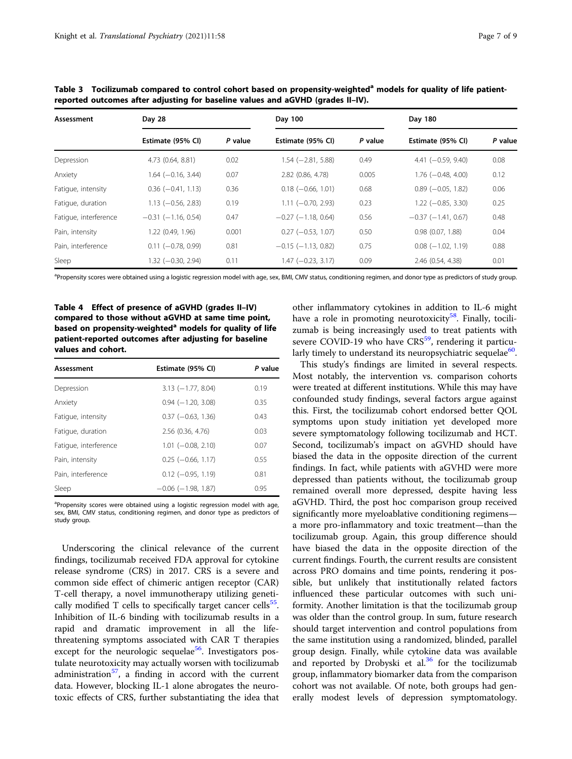**Table 3 Tocilizumab compared to control cohort based on propensity-weighted[a] models for quality of life patient-reported outcomes after adjusting for baseline values and aGVHD (grades II–IV).**

| Assessment | Day 28 | | Day 100 | | Day 180 | |
|---|---|---|---|---|---|---|
| | Estimate (95% CI) | P value | Estimate (95% CI) | P value | Estimate (95% CI) | P value |
| Depression | 4.73 (0.64, 8.81) | 0.02 | 1.54 (−2.81, 5.88) | 0.49 | 4.41 (−0.59, 9.40) | 0.08 |
| Anxiety | 1.64 (−0.16, 3.44) | 0.07 | 2.82 (0.86, 4.78) | 0.005 | 1.76 (−0.48, 4.00) | 0.12 |
| Fatigue, intensity | 0.36 (−0.41, 1.13) | 0.36 | 0.18 (−0.66, 1.01) | 0.68 | 0.89 (−0.05, 1.82) | 0.06 |
| Fatigue, duration | 1.13 (−0.56, 2.83) | 0.19 | 1.11 (−0.70, 2.93) | 0.23 | 1.22 (−0.85, 3.30) | 0.25 |
| Fatigue, interference | −0.31 (−1.16, 0.54) | 0.47 | −0.27 (−1.18, 0.64) | 0.56 | −0.37 (−1.41, 0.67) | 0.48 |
| Pain, intensity | 1.22 (0.49, 1.96) | 0.001 | 0.27 (−0.53, 1.07) | 0.50 | 0.98 (0.07, 1.88) | 0.04 |
| Pain, interference | 0.11 (−0.78, 0.99) | 0.81 | −0.15 (−1.13, 0.82) | 0.75 | 0.08 (−1.02, 1.19) | 0.88 |
| Sleep | 1.32 (−0.30, 2.94) | 0.11 | 1.47 (−0.23, 3.17) | 0.09 | 2.46 (0.54, 4.38) | 0.01 |

[a]Propensity scores were obtained using a logistic regression model with age, sex, BMI, CMV status, conditioning regimen, and donor type as predictors of study group.

**Table 4 Effect of presence of aGVHD (grades II–IV) compared to those without aGVHD at same time point, based on propensity-weighted[a] models for quality of life patient-reported outcomes after adjusting for baseline values and cohort.**

| Assessment | Estimate (95% CI) | P value |
|---|---|---|
| Depression | 3.13 (−1.77, 8.04) | 0.19 |
| Anxiety | 0.94 (−1.20, 3.08) | 0.35 |
| Fatigue, intensity | 0.37 (−0.63, 1.36) | 0.43 |
| Fatigue, duration | 2.56 (0.36, 4.76) | 0.03 |
| Fatigue, interference | 1.01 (−0.08, 2.10) | 0.07 |
| Pain, intensity | 0.25 (−0.66, 1.17) | 0.55 |
| Pain, interference | 0.12 (−0.95, 1.19) | 0.81 |
| Sleep | −0.06 (−1.98, 1.87) | 0.95 |

[a]Propensity scores were obtained using a logistic regression model with age, sex, BMI, CMV status, conditioning regimen, and donor type as predictors of study group.

Underscoring the clinical relevance of the current findings, tocilizumab received FDA approval for cytokine release syndrome (CRS) in 2017. CRS is a severe and common side effect of chimeric antigen receptor (CAR) T-cell therapy, a novel immunotherapy utilizing genetically modified T cells to specifically target cancer cells[55]. Inhibition of IL-6 binding with tocilizumab results in a rapid and dramatic improvement in all the life-threatening symptoms associated with CAR T therapies except for the neurologic sequelae[56]. Investigators postulate neurotoxicity may actually worsen with tocilizumab administration[57], a finding in accord with the current data. However, blocking IL-1 alone abrogates the neurotoxic effects of CRS, further substantiating the idea that other inflammatory cytokines in addition to IL-6 might have a role in promoting neurotoxicity[58]. Finally, tocilizumab is being increasingly used to treat patients with severe COVID-19 who have CRS[59], rendering it particularly timely to understand its neuropsychiatric sequelae[60].

This study's findings are limited in several respects. Most notably, the intervention vs. comparison cohorts were treated at different institutions. While this may have confounded study findings, several factors argue against this. First, the tocilizumab cohort endorsed better QOL symptoms upon study initiation yet developed more severe symptomatology following tocilizumab and HCT. Second, tocilizumab's impact on aGVHD should have biased the data in the opposite direction of the current findings. In fact, while patients with aGVHD were more depressed than patients without, the tocilizumab group remained overall more depressed, despite having less aGVHD. Third, the post hoc comparison group received significantly more myeloablative conditioning regimens—a more pro-inflammatory and toxic treatment—than the tocilizumab group. Again, this group difference should have biased the data in the opposite direction of the current findings. Fourth, the current results are consistent across PRO domains and time points, rendering it possible, but unlikely that institutionally related factors influenced these particular outcomes with such uniformity. Another limitation is that the tocilizumab group was older than the control group. In sum, future research should target intervention and control populations from the same institution using a randomized, blinded, parallel group design. Finally, while cytokine data was available and reported by Drobyski et al.[36] for the tocilizumab group, inflammatory biomarker data from the comparison cohort was not available. Of note, both groups had generally modest levels of depression symptomatology.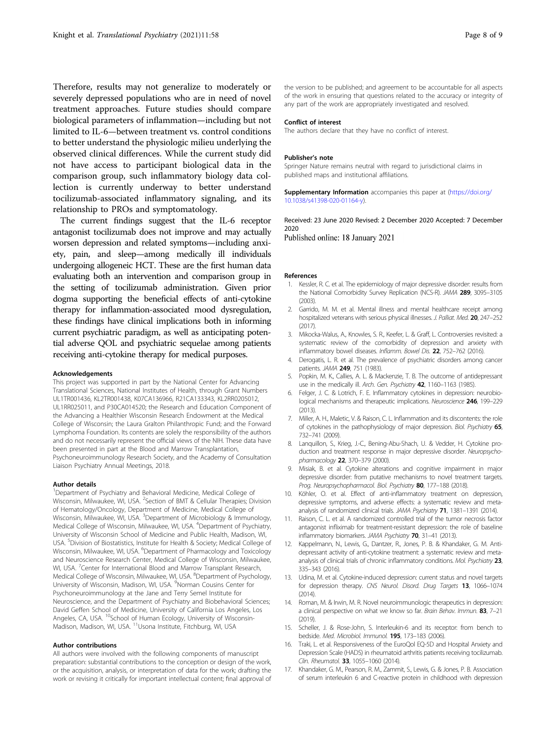Therefore, results may not generalize to moderately or severely depressed populations who are in need of novel treatment approaches. Future studies should compare biological parameters of inflammation—including but not limited to IL-6—between treatment vs. control conditions to better understand the physiologic milieu underlying the observed clinical differences. While the current study did not have access to participant biological data in the comparison group, such inflammatory biology data collection is currently underway to better understand tocilizumab-associated inflammatory signaling, and its relationship to PROs and symptomatology.

The current findings suggest that the IL-6 receptor antagonist tocilizumab does not improve and may actually worsen depression and related symptoms—including anxiety, pain, and sleep—among medically ill individuals undergoing allogeneic HCT. These are the first human data evaluating both an intervention and comparison group in the setting of tocilizumab administration. Given prior dogma supporting the beneficial effects of anti-cytokine therapy for inflammation-associated mood dysregulation, these findings have clinical implications both in informing current psychiatric paradigm, as well as anticipating potential adverse QOL and psychiatric sequelae among patients receiving anti-cytokine therapy for medical purposes.

#### Acknowledgements

This project was supported in part by the National Center for Advancing Translational Sciences, National Institutes of Health, through Grant Numbers UL1TR001436, KL2TR001438, K07CA136966, R21CA133343, KL2RR0205012, UL1RR025011, and P30CA014520; the Research and Education Component of the Advancing a Healthier Wisconsin Research Endowment at the Medical College of Wisconsin; the Laura Gralton Philanthropic Fund; and the Forward Lymphoma Foundation. Its contents are solely the responsibility of the authors and do not necessarily represent the official views of the NIH. These data have been presented in part at the Blood and Marrow Transplantation, Psychoneuroimmunology Research Society, and the Academy of Consultation Liaison Psychiatry Annual Meetings, 2018.

#### Author details

[1]Department of Psychiatry and Behavioral Medicine, Medical College of Wisconsin, Milwaukee, WI, USA. [2]Section of BMT & Cellular Therapies; Division of Hematology/Oncology, Department of Medicine, Medical College of Wisconsin, Milwaukee, WI, USA. [3]Department of Microbiology & Immunology, Medical College of Wisconsin, Milwaukee, WI, USA. [4]Department of Psychiatry, University of Wisconsin School of Medicine and Public Health, Madison, WI, USA. [5]Division of Biostatistics, Institute for Health & Society; Medical College of Wisconsin, Milwaukee, WI, USA. [6]Department of Pharmacology and Toxicology and Neuroscience Research Center, Medical College of Wisconsin, Milwaukee, WI, USA. [7]Center for International Blood and Marrow Transplant Research, Medical College of Wisconsin, Milwaukee, WI, USA. [8]Department of Psychology, University of Wisconsin, Madison, WI, USA. [9]Norman Cousins Center for Psychoneuroimmunology at the Jane and Terry Semel Institute for Neuroscience, and the Department of Psychiatry and Biobehavioral Sciences; David Geffen School of Medicine, University of California Los Angeles, Los Angeles, CA, USA. [10]School of Human Ecology, University of Wisconsin-Madison, Madison, WI, USA. [11]Usona Institute, Fitchburg, WI, USA

#### Author contributions

All authors were involved with the following components of manuscript preparation: substantial contributions to the conception or design of the work, or the acquisition, analysis, or interpretation of data for the work; drafting the work or revising it critically for important intellectual content; final approval of the version to be published; and agreement to be accountable for all aspects of the work in ensuring that questions related to the accuracy or integrity of any part of the work are appropriately investigated and resolved.

#### Conflict of interest

The authors declare that they have no conflict of interest.

#### Publisher's note

Springer Nature remains neutral with regard to jurisdictional claims in published maps and institutional affiliations.

**Supplementary Information** accompanies this paper at (https://doi.org/10.1038/s41398-020-01164-y).

Received: 23 June 2020 Revised: 2 December 2020 Accepted: 7 December 2020
Published online: 18 January 2021

#### References

1. Kessler, R. C. et al. The epidemiology of major depressive disorder: results from the National Comorbidity Survey Replication (NCS-R). *JAMA* **289**, 3095–3105 (2003).
2. Garrido, M. M. et al. Mental illness and mental healthcare receipt among hospitalized veterans with serious physical illnesses. *J. Palliat. Med.* **20**, 247–252 (2017).
3. Mikocka-Walus, A., Knowles, S. R., Keefer, L. & Graff, L. Controversies revisited: a systematic review of the comorbidity of depression and anxiety with inflammatory bowel diseases. *Inflamm. Bowel Dis.* **22**, 752–762 (2016).
4. Derogatis, L. R. et al. The prevalence of psychiatric disorders among cancer patients. *JAMA* **249**, 751 (1983).
5. Popkin, M. K., Callies, A. L. & Mackenzie, T. B. The outcome of antidepressant use in the medically ill. *Arch. Gen. Psychiatry* **42**, 1160–1163 (1985).
6. Felger, J. C. & Lotrich, F. E. Inflammatory cytokines in depression: neurobiological mechanisms and therapeutic implications. *Neuroscience* **246**, 199–229 (2013).
7. Miller, A. H., Maletic, V. & Raison, C. L. Inflammation and its discontents: the role of cytokines in the pathophysiology of major depression. *Biol. Psychiatry* **65**, 732–741 (2009).
8. Lanquillon, S., Krieg, J.-C., Bening-Abu-Shach, U. & Vedder, H. Cytokine production and treatment response in major depressive disorder. *Neuropsychopharmacology* **22**, 370–379 (2000).
9. Misiak, B. et al. Cytokine alterations and cognitive impairment in major depressive disorder: from putative mechanisms to novel treatment targets. *Prog. Neuropsychopharmacol. Biol. Psychiatry* **80**, 177–188 (2018).
10. Köhler, O. et al. Effect of anti-inflammatory treatment on depression, depressive symptoms, and adverse effects: a systematic review and meta-analysis of randomized clinical trials. *JAMA Psychiatry* **71**, 1381–1391 (2014).
11. Raison, C. L. et al. A randomized controlled trial of the tumor necrosis factor antagonist infliximab for treatment-resistant depression: the role of baseline inflammatory biomarkers. *JAMA Psychiatry* **70**, 31–41 (2013).
12. Kappelmann, N., Lewis, G., Dantzer, R., Jones, P. B. & Khandaker, G. M. Antidepressant activity of anti-cytokine treatment: a systematic review and meta-analysis of clinical trials of chronic inflammatory conditions. *Mol. Psychiatry* **23**, 335–343 (2016).
13. Udina, M. et al. Cytokine-induced depression: current status and novel targets for depression therapy. *CNS Neurol. Disord. Drug Targets* **13**, 1066–1074 (2014).
14. Roman, M. & Irwin, M. R. Novel neuroimmunologic therapeutics in depression: a clinical perspective on what we know so far. *Brain Behav. Immun.* **83**, 7–21 (2019).
15. Scheller, J. & Rose-John, S. Interleukin-6 and its receptor: from bench to bedside. *Med. Microbiol. Immunol.* **195**, 173–183 (2006).
16. Traki, L. et al. Responsiveness of the EuroQol EQ-5D and Hospital Anxiety and Depression Scale (HADS) in rheumatoid arthritis patients receiving tocilizumab. *Clin. Rheumatol.* **33**, 1055–1060 (2014).
17. Khandaker, G. M., Pearson, R. M., Zammit, S., Lewis, G. & Jones, P. B. Association of serum interleukin 6 and C-reactive protein in childhood with depression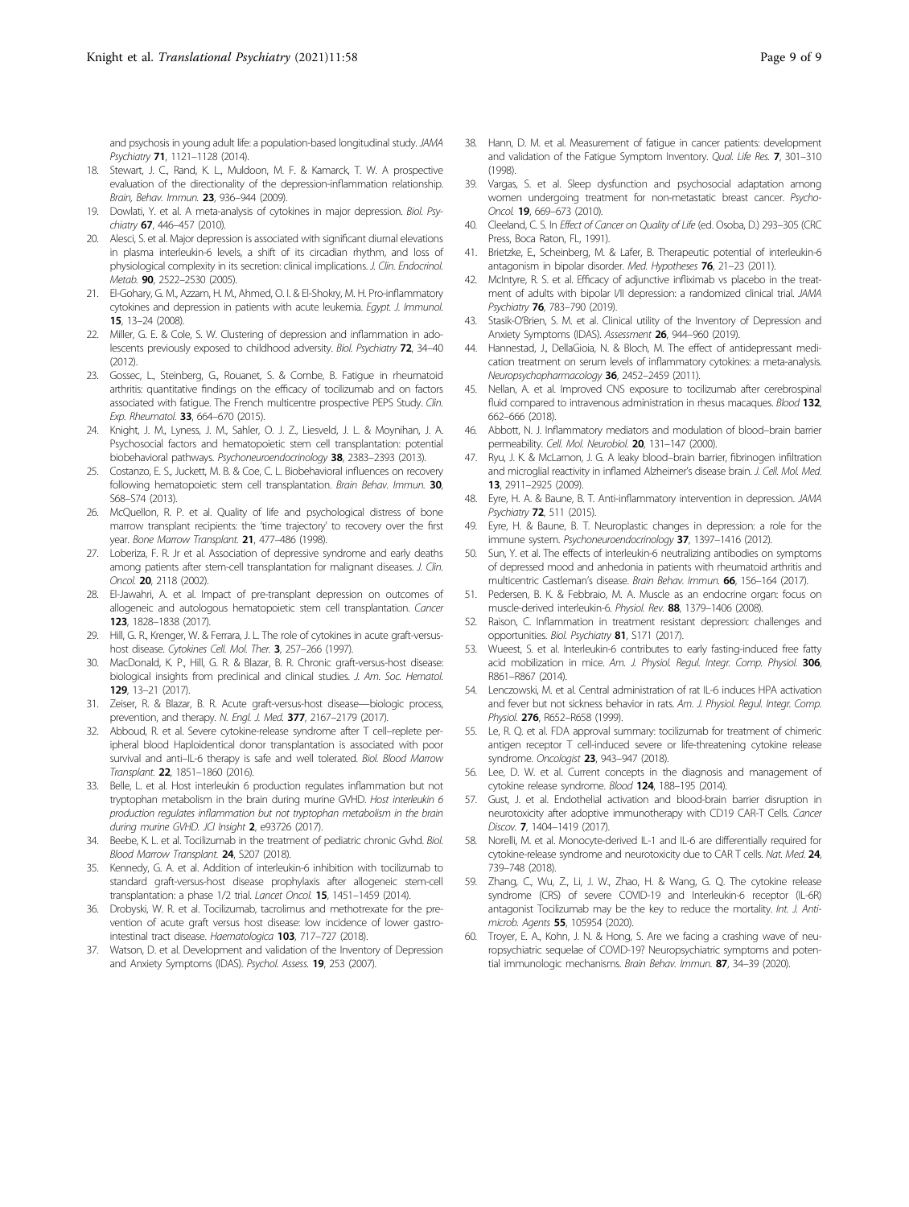and psychosis in young adult life: a population-based longitudinal study. *JAMA Psychiatry* **71**, 1121–1128 (2014).

18. Stewart, J. C., Rand, K. L., Muldoon, M. F. & Kamarck, T. W. A prospective evaluation of the directionality of the depression-inflammation relationship. *Brain, Behav. Immun.* **23**, 936–944 (2009).
19. Dowlati, Y. et al. A meta-analysis of cytokines in major depression. *Biol. Psychiatry* **67**, 446–457 (2010).
20. Alesci, S. et al. Major depression is associated with significant diurnal elevations in plasma interleukin-6 levels, a shift of its circadian rhythm, and loss of physiological complexity in its secretion: clinical implications. *J. Clin. Endocrinol. Metab.* **90**, 2522–2530 (2005).
21. El-Gohary, G. M., Azzam, H. M., Ahmed, O. I. & El-Shokry, M. H. Pro-inflammatory cytokines and depression in patients with acute leukemia. *Egypt. J. Immunol.* **15**, 13–24 (2008).
22. Miller, G. E. & Cole, S. W. Clustering of depression and inflammation in adolescents previously exposed to childhood adversity. *Biol. Psychiatry* **72**, 34–40 (2012).
23. Gossec, L., Steinberg, G., Rouanet, S. & Combe, B. Fatigue in rheumatoid arthritis: quantitative findings on the efficacy of tocilizumab and on factors associated with fatigue. The French multicentre prospective PEPS Study. *Clin. Exp. Rheumatol.* **33**, 664–670 (2015).
24. Knight, J. M., Lyness, J. M., Sahler, O. J. Z., Liesveld, J. L. & Moynihan, J. A. Psychosocial factors and hematopoietic stem cell transplantation: potential biobehavioral pathways. *Psychoneuroendocrinology* **38**, 2383–2393 (2013).
25. Costanzo, E. S., Juckett, M. B. & Coe, C. L. Biobehavioral influences on recovery following hematopoietic stem cell transplantation. *Brain Behav. Immun.* **30**, S68–S74 (2013).
26. McQuellon, R. P. et al. Quality of life and psychological distress of bone marrow transplant recipients: the 'time trajectory' to recovery over the first year. *Bone Marrow Transplant.* **21**, 477–486 (1998).
27. Loberiza, F. R. Jr et al. Association of depressive syndrome and early deaths among patients after stem-cell transplantation for malignant diseases. *J. Clin. Oncol.* **20**, 2118 (2002).
28. El-Jawahri, A. et al. Impact of pre-transplant depression on outcomes of allogeneic and autologous hematopoietic stem cell transplantation. *Cancer* **123**, 1828–1838 (2017).
29. Hill, G. R., Krenger, W. & Ferrara, J. L. The role of cytokines in acute graft-versus-host disease. *Cytokines Cell. Mol. Ther.* **3**, 257–266 (1997).
30. MacDonald, K. P., Hill, G. R. & Blazar, B. R. Chronic graft-versus-host disease: biological insights from preclinical and clinical studies. *J. Am. Soc. Hematol.* **129**, 13–21 (2017).
31. Zeiser, R. & Blazar, B. R. Acute graft-versus-host disease—biologic process, prevention, and therapy. *N. Engl. J. Med.* **377**, 2167–2179 (2017).
32. Abboud, R. et al. Severe cytokine-release syndrome after T cell–replete peripheral blood Haploidentical donor transplantation is associated with poor survival and anti–IL-6 therapy is safe and well tolerated. *Biol. Blood Marrow Transplant.* **22**, 1851–1860 (2016).
33. Belle, L. et al. Host interleukin 6 production regulates inflammation but not tryptophan metabolism in the brain during murine GVHD. *Host interleukin 6 production regulates inflammation but not tryptophan metabolism in the brain during murine GVHD. JCI Insight* **2**, e93726 (2017).
34. Beebe, K. L. et al. Tocilizumab in the treatment of pediatric chronic Gvhd. *Biol. Blood Marrow Transplant.* **24**, S207 (2018).
35. Kennedy, G. A. et al. Addition of interleukin-6 inhibition with tocilizumab to standard graft-versus-host disease prophylaxis after allogeneic stem-cell transplantation: a phase 1/2 trial. *Lancet Oncol.* **15**, 1451–1459 (2014).
36. Drobyski, W. R. et al. Tocilizumab, tacrolimus and methotrexate for the prevention of acute graft versus host disease: low incidence of lower gastrointestinal tract disease. *Haematologica* **103**, 717–727 (2018).
37. Watson, D. et al. Development and validation of the Inventory of Depression and Anxiety Symptoms (IDAS). *Psychol. Assess.* **19**, 253 (2007).
38. Hann, D. M. et al. Measurement of fatigue in cancer patients: development and validation of the Fatigue Symptom Inventory. *Qual. Life Res.* **7**, 301–310 (1998).
39. Vargas, S. et al. Sleep dysfunction and psychosocial adaptation among women undergoing treatment for non-metastatic breast cancer. *Psycho-Oncol.* **19**, 669–673 (2010).
40. Cleeland, C. S. In *Effect of Cancer on Quality of Life* (ed. Osoba, D.) 293–305 (CRC Press, Boca Raton, FL, 1991).
41. Brietzke, E., Scheinberg, M. & Lafer, B. Therapeutic potential of interleukin-6 antagonism in bipolar disorder. *Med. Hypotheses* **76**, 21–23 (2011).
42. McIntyre, R. S. et al. Efficacy of adjunctive infliximab vs placebo in the treatment of adults with bipolar I/II depression: a randomized clinical trial. *JAMA Psychiatry* **76**, 783–790 (2019).
43. Stasik-O'Brien, S. M. et al. Clinical utility of the Inventory of Depression and Anxiety Symptoms (IDAS). *Assessment* **26**, 944–960 (2019).
44. Hannestad, J., DellaGioia, N. & Bloch, M. The effect of antidepressant medication treatment on serum levels of inflammatory cytokines: a meta-analysis. *Neuropsychopharmacology* **36**, 2452–2459 (2011).
45. Nellan, A. et al. Improved CNS exposure to tocilizumab after cerebrospinal fluid compared to intravenous administration in rhesus macaques. *Blood* **132**, 662–666 (2018).
46. Abbott, N. J. Inflammatory mediators and modulation of blood–brain barrier permeability. *Cell. Mol. Neurobiol.* **20**, 131–147 (2000).
47. Ryu, J. K. & McLarnon, J. G. A leaky blood–brain barrier, fibrinogen infiltration and microglial reactivity in inflamed Alzheimer's disease brain. *J. Cell. Mol. Med.* **13**, 2911–2925 (2009).
48. Eyre, H. A. & Baune, B. T. Anti-inflammatory intervention in depression. *JAMA Psychiatry* **72**, 511 (2015).
49. Eyre, H. & Baune, B. T. Neuroplastic changes in depression: a role for the immune system. *Psychoneuroendocrinology* **37**, 1397–1416 (2012).
50. Sun, Y. et al. The effects of interleukin-6 neutralizing antibodies on symptoms of depressed mood and anhedonia in patients with rheumatoid arthritis and multicentric Castleman's disease. *Brain Behav. Immun.* **66**, 156–164 (2017).
51. Pedersen, B. K. & Febbraio, M. A. Muscle as an endocrine organ: focus on muscle-derived interleukin-6. *Physiol. Rev.* **88**, 1379–1406 (2008).
52. Raison, C. Inflammation in treatment resistant depression: challenges and opportunities. *Biol. Psychiatry* **81**, S171 (2017).
53. Wueest, S. et al. Interleukin-6 contributes to early fasting-induced free fatty acid mobilization in mice. *Am. J. Physiol. Regul. Integr. Comp. Physiol.* **306**, R861–R867 (2014).
54. Lenczowski, M. et al. Central administration of rat IL-6 induces HPA activation and fever but not sickness behavior in rats. *Am. J. Physiol. Regul. Integr. Comp. Physiol.* **276**, R652–R658 (1999).
55. Le, R. Q. et al. FDA approval summary: tocilizumab for treatment of chimeric antigen receptor T cell-induced severe or life-threatening cytokine release syndrome. *Oncologist* **23**, 943–947 (2018).
56. Lee, D. W. et al. Current concepts in the diagnosis and management of cytokine release syndrome. *Blood* **124**, 188–195 (2014).
57. Gust, J. et al. Endothelial activation and blood-brain barrier disruption in neurotoxicity after adoptive immunotherapy with CD19 CAR-T Cells. *Cancer Discov.* **7**, 1404–1419 (2017).
58. Norelli, M. et al. Monocyte-derived IL-1 and IL-6 are differentially required for cytokine-release syndrome and neurotoxicity due to CAR T cells. *Nat. Med.* **24**, 739–748 (2018).
59. Zhang, C., Wu, Z., Li, J. W., Zhao, H. & Wang, G. Q. The cytokine release syndrome (CRS) of severe COVID-19 and Interleukin-6 receptor (IL-6R) antagonist Tocilizumab may be the key to reduce the mortality. *Int. J. Antimicrob. Agents* **55**, 105954 (2020).
60. Troyer, E. A., Kohn, J. N. & Hong, S. Are we facing a crashing wave of neuropsychiatric sequelae of COVID-19? Neuropsychiatric symptoms and potential immunologic mechanisms. *Brain Behav. Immun.* **87**, 34–39 (2020).